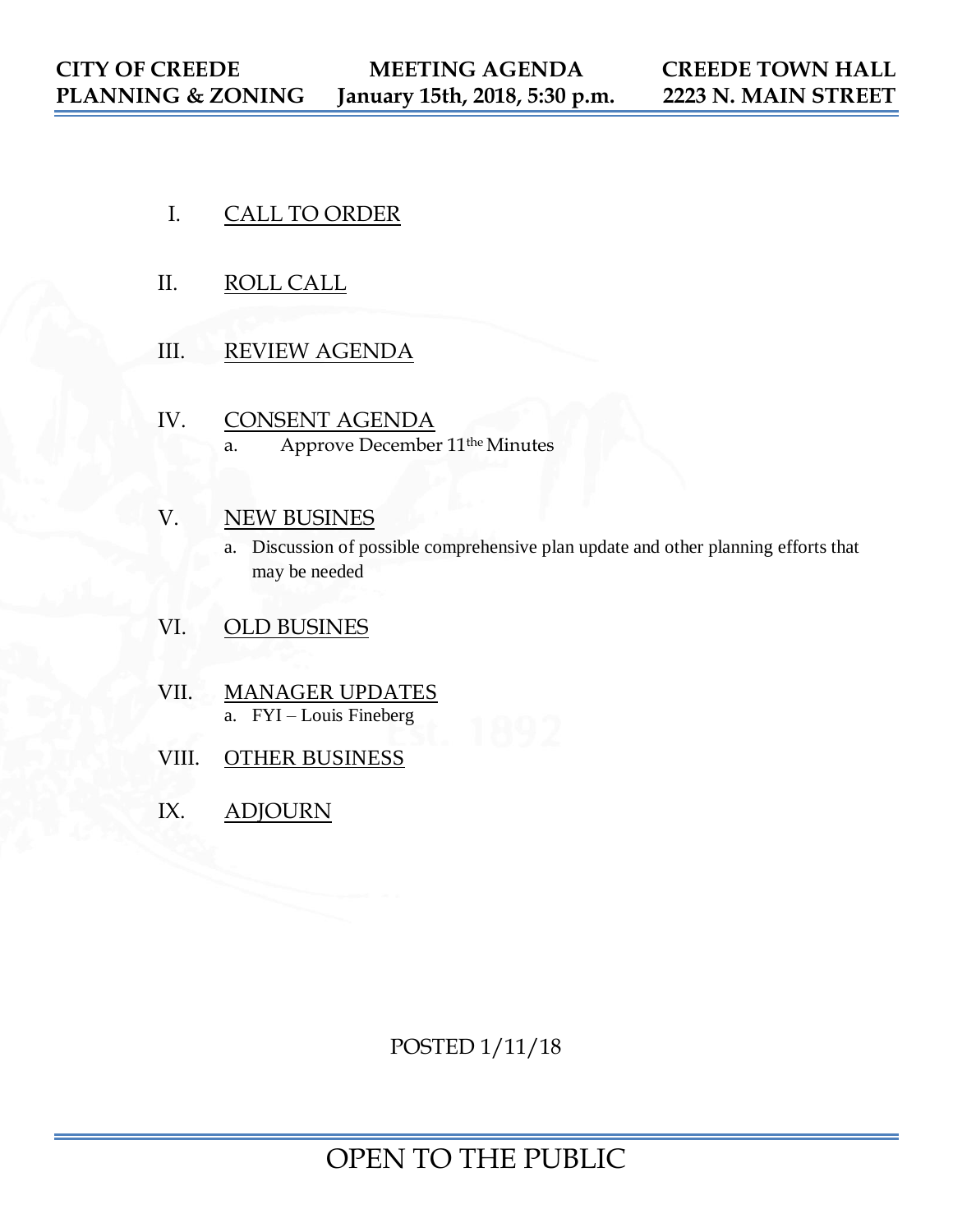**CITY OF CREEDE**
**PLANNING & ZONING**

**MEETING AGENDA**
**January 15th, 2018, 5:30 p.m.**

**CREEDE TOWN HALL**
**2223 N. MAIN STREET**

I. CALL TO ORDER

II. ROLL CALL

III. REVIEW AGENDA

IV. CONSENT AGENDA
   a. Approve December 11the Minutes

V. NEW BUSINES
   a. Discussion of possible comprehensive plan update and other planning efforts that may be needed

VI. OLD BUSINES

VII. MANAGER UPDATES
   a. FYI – Louis Fineberg

VIII. OTHER BUSINESS

IX. ADJOURN

POSTED 1/11/18

OPEN TO THE PUBLIC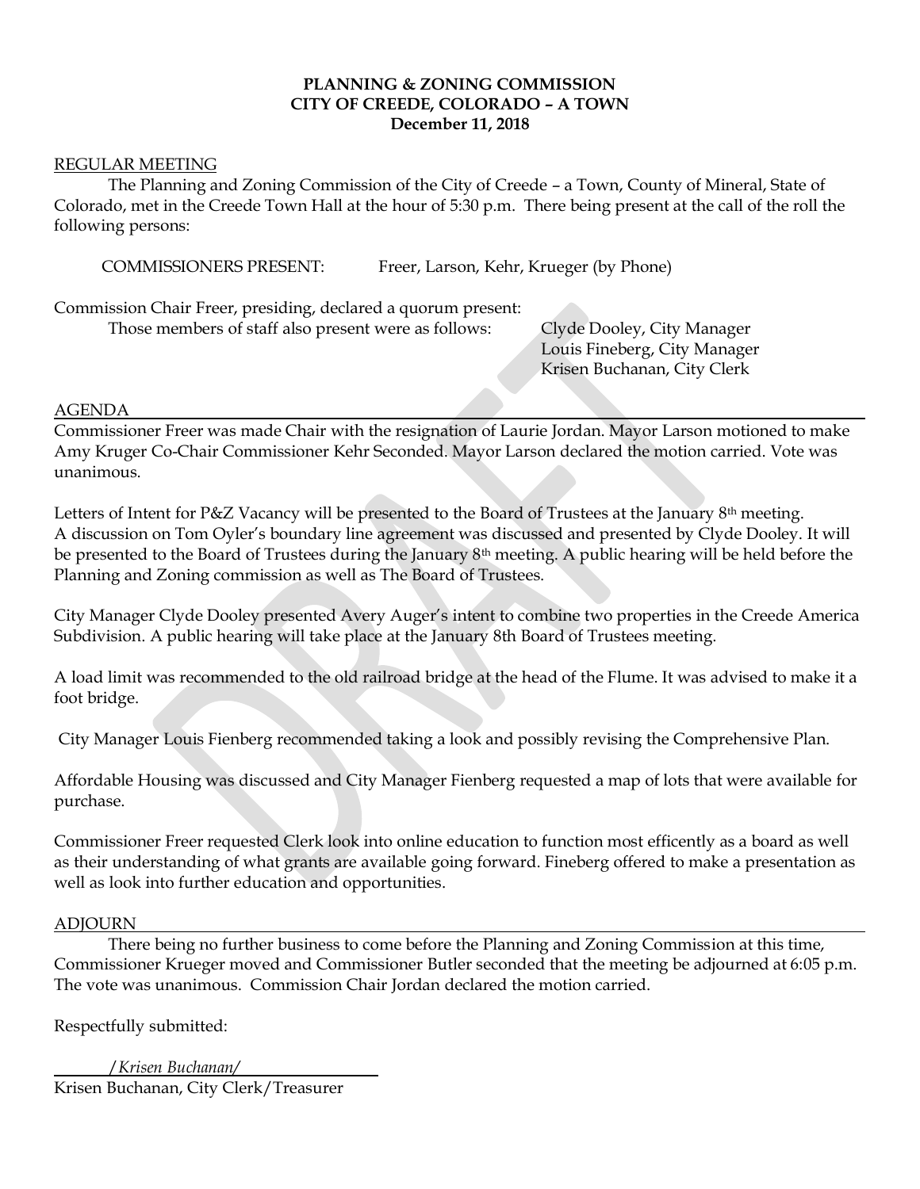**PLANNING & ZONING COMMISSION**
**CITY OF CREEDE, COLORADO – A TOWN**
**December 11, 2018**

REGULAR MEETING

The Planning and Zoning Commission of the City of Creede – a Town, County of Mineral, State of Colorado, met in the Creede Town Hall at the hour of 5:30 p.m. There being present at the call of the roll the following persons:

COMMISSIONERS PRESENT: Freer, Larson, Kehr, Krueger (by Phone)

Commission Chair Freer, presiding, declared a quorum present:

Those members of staff also present were as follows:
Clyde Dooley, City Manager
Louis Fineberg, City Manager
Krisen Buchanan, City Clerk

AGENDA

Commissioner Freer was made Chair with the resignation of Laurie Jordan. Mayor Larson motioned to make Amy Kruger Co-Chair Commissioner Kehr Seconded. Mayor Larson declared the motion carried. Vote was unanimous.

Letters of Intent for P&Z Vacancy will be presented to the Board of Trustees at the January 8th meeting. A discussion on Tom Oyler's boundary line agreement was discussed and presented by Clyde Dooley. It will be presented to the Board of Trustees during the January 8th meeting. A public hearing will be held before the Planning and Zoning commission as well as The Board of Trustees.

City Manager Clyde Dooley presented Avery Auger's intent to combine two properties in the Creede America Subdivision. A public hearing will take place at the January 8th Board of Trustees meeting.

A load limit was recommended to the old railroad bridge at the head of the Flume. It was advised to make it a foot bridge.

City Manager Louis Fienberg recommended taking a look and possibly revising the Comprehensive Plan.

Affordable Housing was discussed and City Manager Fienberg requested a map of lots that were available for purchase.

Commissioner Freer requested Clerk look into online education to function most efficently as a board as well as their understanding of what grants are available going forward. Fineberg offered to make a presentation as well as look into further education and opportunities.

ADJOURN

There being no further business to come before the Planning and Zoning Commission at this time, Commissioner Krueger moved and Commissioner Butler seconded that the meeting be adjourned at 6:05 p.m. The vote was unanimous. Commission Chair Jordan declared the motion carried.

Respectfully submitted:

*/Krisen Buchanan/*

Krisen Buchanan, City Clerk/Treasurer